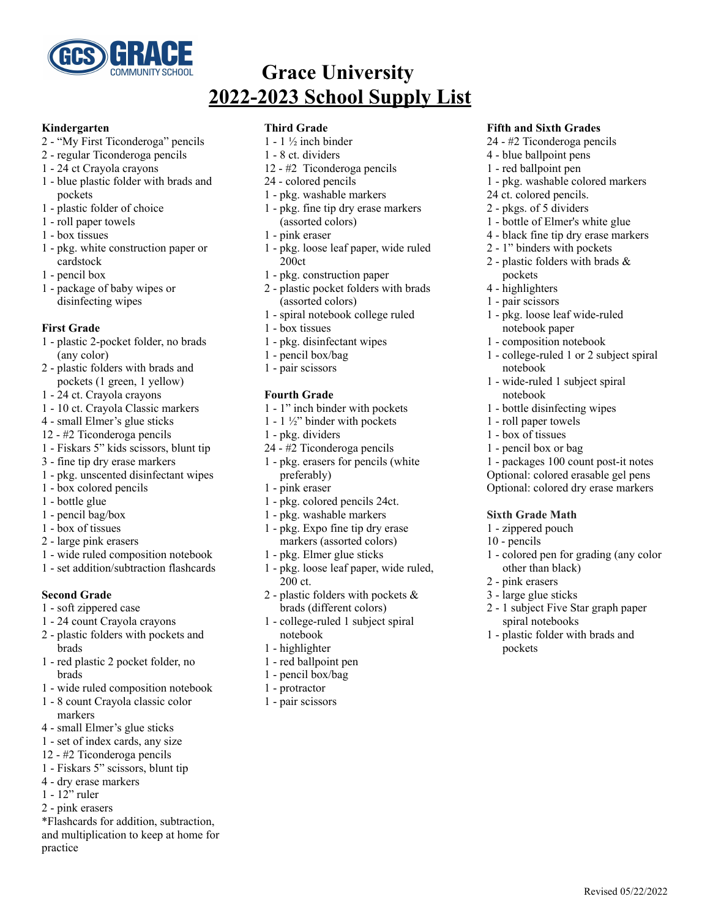GCS GRACE COMMUNITY SCHOOL

# Grace University
# 2022-2023 School Supply List

### Kindergarten

2 - "My First Ticonderoga" pencils
2 - regular Ticonderoga pencils
1 - 24 ct Crayola crayons
1 - blue plastic folder with brads and pockets
1 - plastic folder of choice
1 - roll paper towels
1 - box tissues
1 - pkg. white construction paper or cardstock
1 - pencil box
1 - package of baby wipes or disinfecting wipes

### First Grade

1 - plastic 2-pocket folder, no brads (any color)
2 - plastic folders with brads and pockets (1 green, 1 yellow)
1 - 24 ct. Crayola crayons
1 - 10 ct. Crayola Classic markers
4 - small Elmer's glue sticks
12 - #2 Ticonderoga pencils
1 - Fiskars 5" kids scissors, blunt tip
3 - fine tip dry erase markers
1 - pkg. unscented disinfectant wipes
1 - box colored pencils
1 - bottle glue
1 - pencil bag/box
1 - box of tissues
2 - large pink erasers
1 - wide ruled composition notebook
1 - set addition/subtraction flashcards

### Second Grade

1 - soft zippered case
1 - 24 count Crayola crayons
2 - plastic folders with pockets and brads
1 - red plastic 2 pocket folder, no brads
1 - wide ruled composition notebook
1 - 8 count Crayola classic color markers
4 - small Elmer's glue sticks
1 - set of index cards, any size
12 - #2 Ticonderoga pencils
1 - Fiskars 5" scissors, blunt tip
4 - dry erase markers
1 - 12" ruler
2 - pink erasers
*Flashcards for addition, subtraction, and multiplication to keep at home for practice

### Third Grade

1 - 1 ½ inch binder
1 - 8 ct. dividers
12 - #2 Ticonderoga pencils
24 - colored pencils
1 - pkg. washable markers
1 - pkg. fine tip dry erase markers (assorted colors)
1 - pink eraser
1 - pkg. loose leaf paper, wide ruled 200ct
1 - pkg. construction paper
2 - plastic pocket folders with brads (assorted colors)
1 - spiral notebook college ruled
1 - box tissues
1 - pkg. disinfectant wipes
1 - pencil box/bag
1 - pair scissors

### Fourth Grade

1 - 1" inch binder with pockets
1 - 1 ½" binder with pockets
1 - pkg. dividers
24 - #2 Ticonderoga pencils
1 - pkg. erasers for pencils (white preferably)
1 - pink eraser
1 - pkg. colored pencils 24ct.
1 - pkg. washable markers
1 - pkg. Expo fine tip dry erase markers (assorted colors)
1 - pkg. Elmer glue sticks
1 - pkg. loose leaf paper, wide ruled, 200 ct.
2 - plastic folders with pockets & brads (different colors)
1 - college-ruled 1 subject spiral notebook
1 - highlighter
1 - red ballpoint pen
1 - pencil box/bag
1 - protractor
1 - pair scissors

### Fifth and Sixth Grades

24 - #2 Ticonderoga pencils
4 - blue ballpoint pens
1 - red ballpoint pen
1 - pkg. washable colored markers
24 ct. colored pencils.
2 - pkgs. of 5 dividers
1 - bottle of Elmer's white glue
4 - black fine tip dry erase markers
2 - 1" binders with pockets
2 - plastic folders with brads & pockets
4 - highlighters
1 - pair scissors
1 - pkg. loose leaf wide-ruled notebook paper
1 - composition notebook
1 - college-ruled 1 or 2 subject spiral notebook
1 - wide-ruled 1 subject spiral notebook
1 - bottle disinfecting wipes
1 - roll paper towels
1 - box of tissues
1 - pencil box or bag
1 - packages 100 count post-it notes
Optional: colored erasable gel pens
Optional: colored dry erase markers

### Sixth Grade Math

1 - zippered pouch
10 - pencils
1 - colored pen for grading (any color other than black)
2 - pink erasers
3 - large glue sticks
2 - 1 subject Five Star graph paper spiral notebooks
1 - plastic folder with brads and pockets

Revised 05/22/2022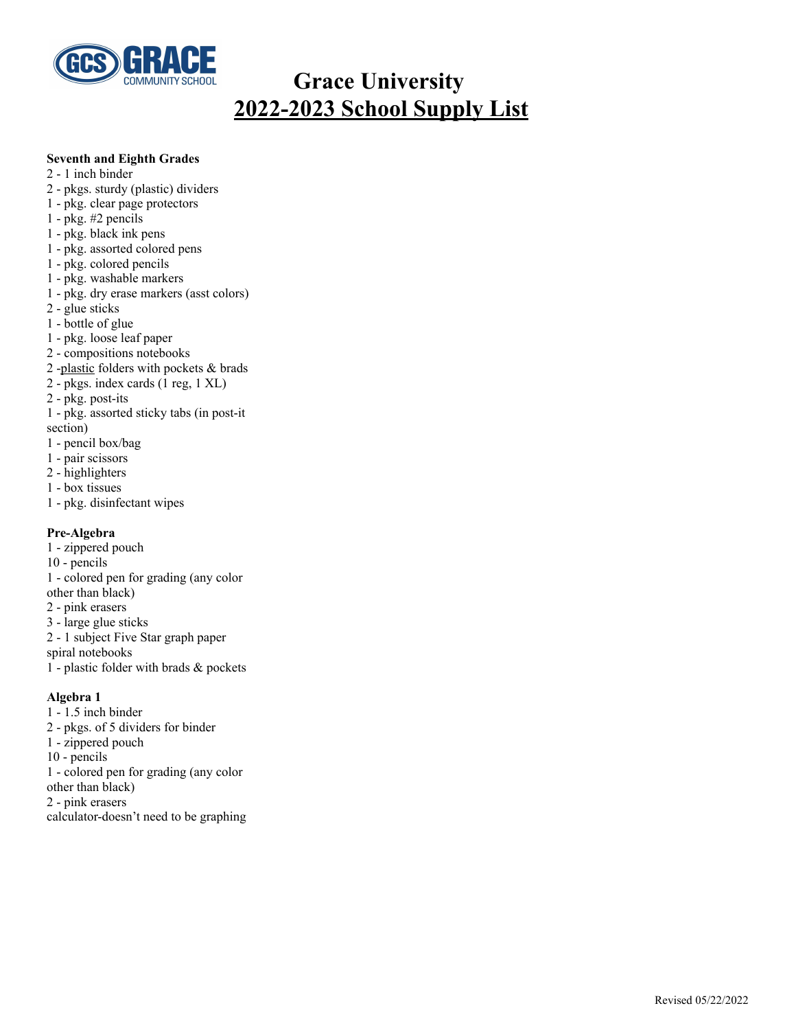# Grace University

## 2022-2023 School Supply List

**Seventh and Eighth Grades**

2 - 1 inch binder
2 - pkgs. sturdy (plastic) dividers
1 - pkg. clear page protectors
1 - pkg. #2 pencils
1 - pkg. black ink pens
1 - pkg. assorted colored pens
1 - pkg. colored pencils
1 - pkg. washable markers
1 - pkg. dry erase markers (asst colors)
2 - glue sticks
1 - bottle of glue
1 - pkg. loose leaf paper
2 - compositions notebooks
2 -plastic folders with pockets & brads
2 - pkgs. index cards (1 reg, 1 XL)
2 - pkg. post-its
1 - pkg. assorted sticky tabs (in post-it section)
1 - pencil box/bag
1 - pair scissors
2 - highlighters
1 - box tissues
1 - pkg. disinfectant wipes

**Pre-Algebra**

1 - zippered pouch
10 - pencils
1 - colored pen for grading (any color other than black)
2 - pink erasers
3 - large glue sticks
2 - 1 subject Five Star graph paper spiral notebooks
1 - plastic folder with brads & pockets

**Algebra 1**

1 - 1.5 inch binder
2 - pkgs. of 5 dividers for binder
1 - zippered pouch
10 - pencils
1 - colored pen for grading (any color other than black)
2 - pink erasers
calculator-doesn't need to be graphing

Revised 05/22/2022